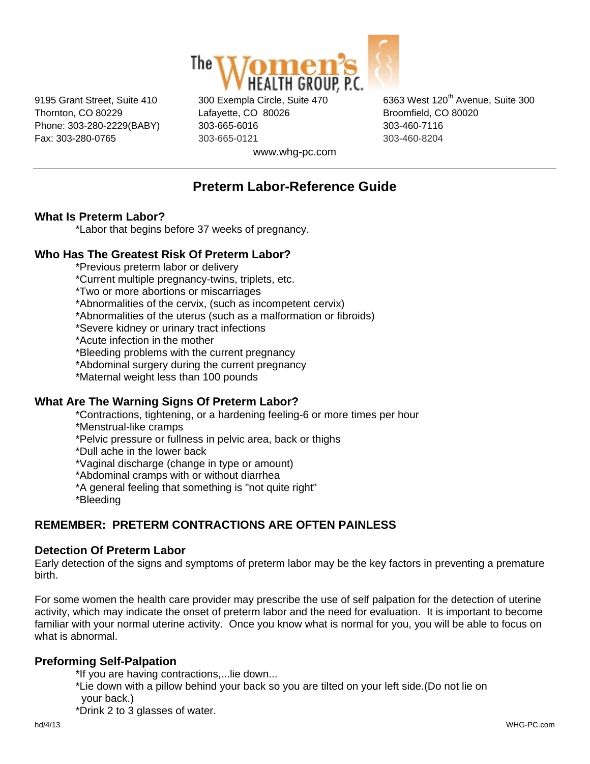The Women's HEALTH GROUP, P.C.

9195 Grant Street, Suite 410
Thornton, CO 80229
Phone: 303-280-2229(BABY)
Fax: 303-280-0765

300 Exempla Circle, Suite 470
Lafayette, CO 80026
303-665-6016
303-665-0121

6363 West 120th Avenue, Suite 300
Broomfield, CO 80020
303-460-7116
303-460-8204

www.whg-pc.com

---

# Preterm Labor-Reference Guide

## What Is Preterm Labor?

*Labor that begins before 37 weeks of pregnancy.

## Who Has The Greatest Risk Of Preterm Labor?

*Previous preterm labor or delivery
*Current multiple pregnancy-twins, triplets, etc.
*Two or more abortions or miscarriages
*Abnormalities of the cervix, (such as incompetent cervix)
*Abnormalities of the uterus (such as a malformation or fibroids)
*Severe kidney or urinary tract infections
*Acute infection in the mother
*Bleeding problems with the current pregnancy
*Abdominal surgery during the current pregnancy
*Maternal weight less than 100 pounds

## What Are The Warning Signs Of Preterm Labor?

*Contractions, tightening, or a hardening feeling-6 or more times per hour
*Menstrual-like cramps
*Pelvic pressure or fullness in pelvic area, back or thighs
*Dull ache in the lower back
*Vaginal discharge (change in type or amount)
*Abdominal cramps with or without diarrhea
*A general feeling that something is "not quite right"
*Bleeding

**REMEMBER: PRETERM CONTRACTIONS ARE OFTEN PAINLESS**

## Detection Of Preterm Labor

Early detection of the signs and symptoms of preterm labor may be the key factors in preventing a premature birth.

For some women the health care provider may prescribe the use of self palpation for the detection of uterine activity, which may indicate the onset of preterm labor and the need for evaluation. It is important to become familiar with your normal uterine activity. Once you know what is normal for you, you will be able to focus on what is abnormal.

## Preforming Self-Palpation

*If you are having contractions,...lie down...
*Lie down with a pillow behind your back so you are tilted on your left side.(Do not lie on your back.)
*Drink 2 to 3 glasses of water.

hd/4/13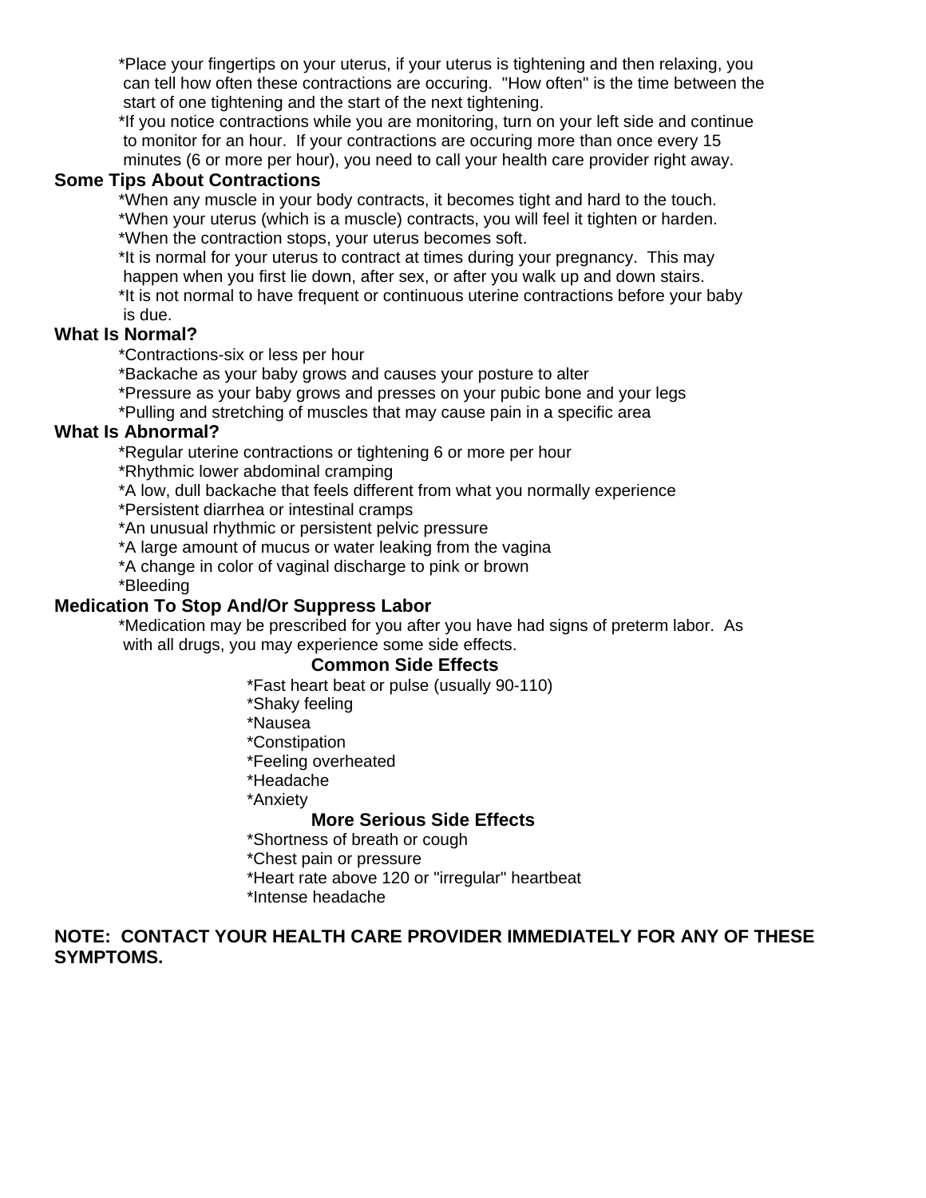*Place your fingertips on your uterus, if your uterus is tightening and then relaxing, you can tell how often these contractions are occuring. "How often" is the time between the start of one tightening and the start of the next tightening.

*If you notice contractions while you are monitoring, turn on your left side and continue to monitor for an hour. If your contractions are occuring more than once every 15 minutes (6 or more per hour), you need to call your health care provider right away.

**Some Tips About Contractions**

*When any muscle in your body contracts, it becomes tight and hard to the touch.
*When your uterus (which is a muscle) contracts, you will feel it tighten or harden.
*When the contraction stops, your uterus becomes soft.
*It is normal for your uterus to contract at times during your pregnancy. This may happen when you first lie down, after sex, or after you walk up and down stairs.
*It is not normal to have frequent or continuous uterine contractions before your baby is due.

**What Is Normal?**

*Contractions-six or less per hour
*Backache as your baby grows and causes your posture to alter
*Pressure as your baby grows and presses on your pubic bone and your legs
*Pulling and stretching of muscles that may cause pain in a specific area

**What Is Abnormal?**

*Regular uterine contractions or tightening 6 or more per hour
*Rhythmic lower abdominal cramping
*A low, dull backache that feels different from what you normally experience
*Persistent diarrhea or intestinal cramps
*An unusual rhythmic or persistent pelvic pressure
*A large amount of mucus or water leaking from the vagina
*A change in color of vaginal discharge to pink or brown
*Bleeding

**Medication To Stop And/Or Suppress Labor**

*Medication may be prescribed for you after you have had signs of preterm labor. As with all drugs, you may experience some side effects.

**Common Side Effects**

*Fast heart beat or pulse (usually 90-110)
*Shaky feeling
*Nausea
*Constipation
*Feeling overheated
*Headache
*Anxiety

**More Serious Side Effects**

*Shortness of breath or cough
*Chest pain or pressure
*Heart rate above 120 or "irregular" heartbeat
*Intense headache

**NOTE: CONTACT YOUR HEALTH CARE PROVIDER IMMEDIATELY FOR ANY OF THESE SYMPTOMS.**